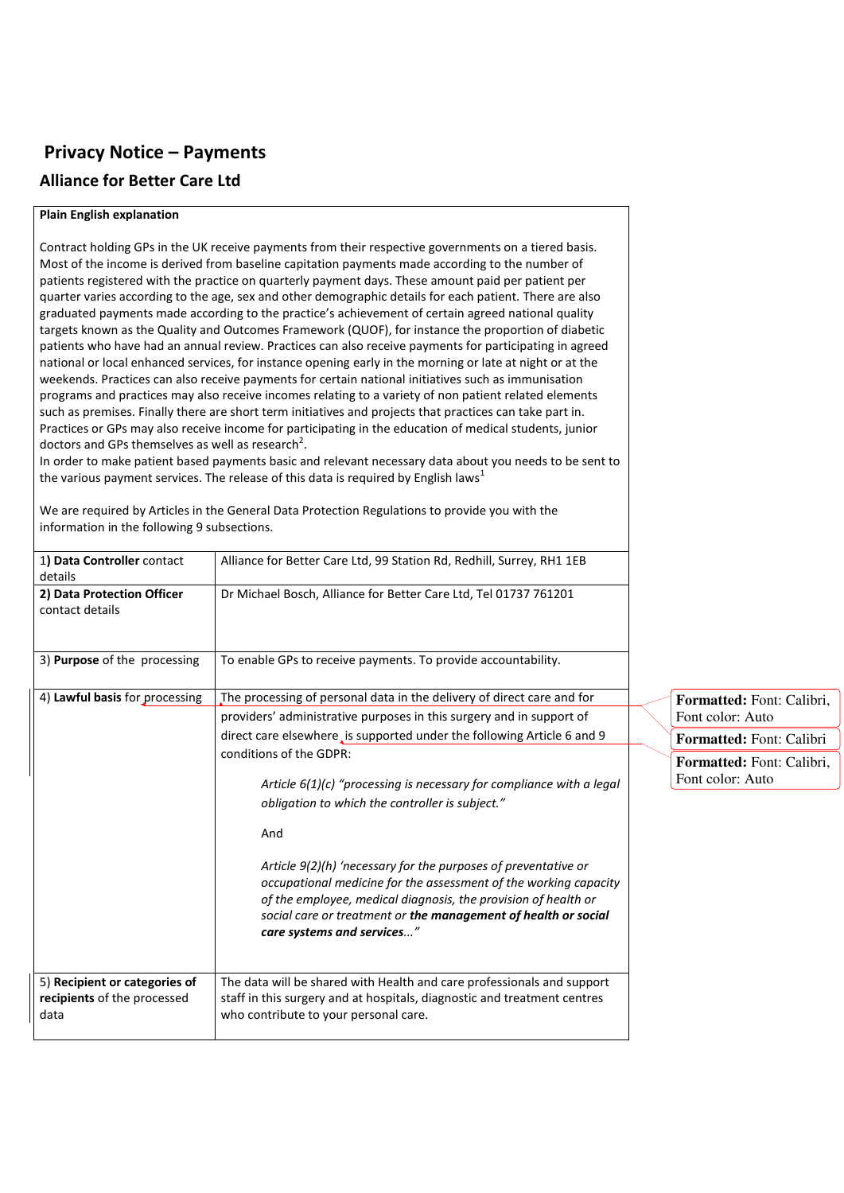# Privacy Notice – Payments

## Alliance for Better Care Ltd

**Plain English explanation**

Contract holding GPs in the UK receive payments from their respective governments on a tiered basis. Most of the income is derived from baseline capitation payments made according to the number of patients registered with the practice on quarterly payment days. These amount paid per patient per quarter varies according to the age, sex and other demographic details for each patient. There are also graduated payments made according to the practice's achievement of certain agreed national quality targets known as the Quality and Outcomes Framework (QUOF), for instance the proportion of diabetic patients who have had an annual review. Practices can also receive payments for participating in agreed national or local enhanced services, for instance opening early in the morning or late at night or at the weekends. Practices can also receive payments for certain national initiatives such as immunisation programs and practices may also receive incomes relating to a variety of non patient related elements such as premises. Finally there are short term initiatives and projects that practices can take part in. Practices or GPs may also receive income for participating in the education of medical students, junior doctors and GPs themselves as well as research[2].

In order to make patient based payments basic and relevant necessary data about you needs to be sent to the various payment services. The release of this data is required by English laws[1]

We are required by Articles in the General Data Protection Regulations to provide you with the information in the following 9 subsections.

| | |
|---|---|
| 1) **Data Controller** contact details | Alliance for Better Care Ltd, 99 Station Rd, Redhill, Surrey, RH1 1EB |
| **2) Data Protection Officer** contact details | Dr Michael Bosch, Alliance for Better Care Ltd, Tel 01737 761201 |
| 3) **Purpose** of the processing | To enable GPs to receive payments. To provide accountability. |
| 4) **Lawful basis** for processing | The processing of personal data in the delivery of direct care and for providers' administrative purposes in this surgery and in support of direct care elsewhere is supported under the following Article 6 and 9 conditions of the GDPR:<br><br>*Article 6(1)(c) "processing is necessary for compliance with a legal obligation to which the controller is subject."*<br><br>And<br><br>*Article 9(2)(h) 'necessary for the purposes of preventative or occupational medicine for the assessment of the working capacity of the employee, medical diagnosis, the provision of health or social care or treatment or **the management of health or social care systems and services**..."* |
| 5) **Recipient or categories of recipients** of the processed data | The data will be shared with Health and care professionals and support staff in this surgery and at hospitals, diagnostic and treatment centres who contribute to your personal care. |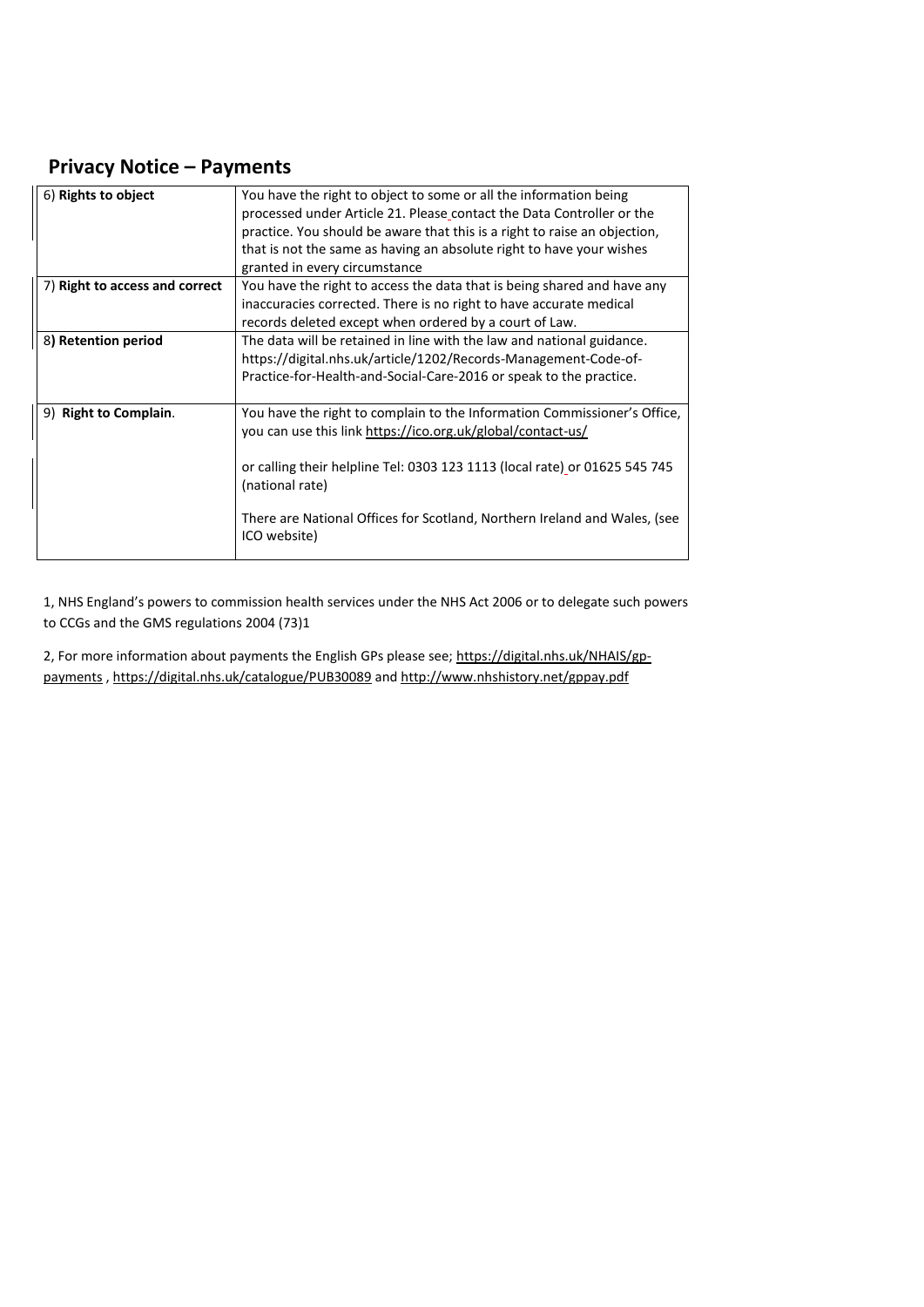## Privacy Notice – Payments

| | |
|---|---|
| 6) **Rights to object** | You have the right to object to some or all the information being processed under Article 21. Please contact the Data Controller or the practice. You should be aware that this is a right to raise an objection, that is not the same as having an absolute right to have your wishes granted in every circumstance |
| 7) **Right to access and correct** | You have the right to access the data that is being shared and have any inaccuracies corrected. There is no right to have accurate medical records deleted except when ordered by a court of Law. |
| 8**) Retention period** | The data will be retained in line with the law and national guidance. https://digital.nhs.uk/article/1202/Records-Management-Code-of-Practice-for-Health-and-Social-Care-2016 or speak to the practice. |
| 9) **Right to Complain**. | You have the right to complain to the Information Commissioner's Office, you can use this link https://ico.org.uk/global/contact-us/<br><br>or calling their helpline Tel: 0303 123 1113 (local rate) or 01625 545 745 (national rate)<br><br>There are National Offices for Scotland, Northern Ireland and Wales, (see ICO website) |

1, NHS England's powers to commission health services under the NHS Act 2006 or to delegate such powers to CCGs and the GMS regulations 2004 (73)1

2, For more information about payments the English GPs please see; https://digital.nhs.uk/NHAIS/gp-payments , https://digital.nhs.uk/catalogue/PUB30089 and http://www.nhshistory.net/gppay.pdf